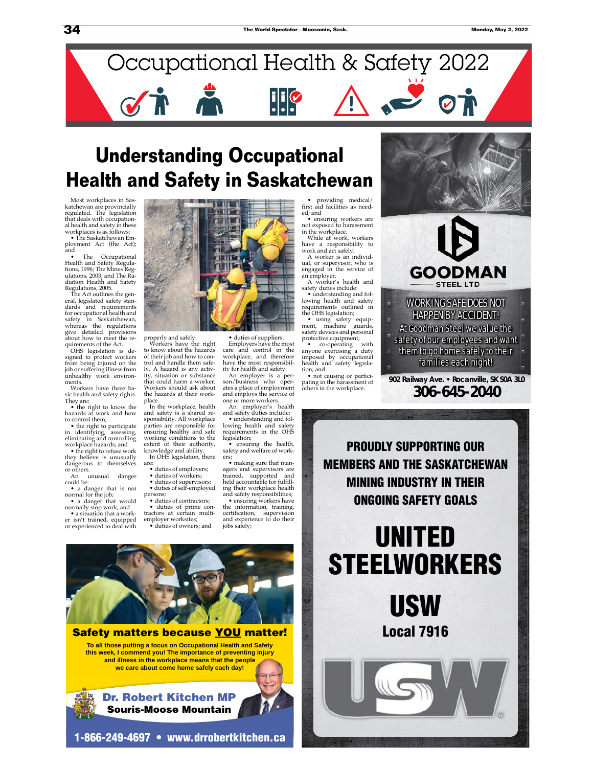# Occupational Health & Safety 2022

## Understanding Occupational Health and Safety in Saskatchewan

Most workplaces in Saskatchewan are provincially regulated. The legislation that deals with occupational health and safety in these workplaces is as follows:

- The Saskatchewan Employment Act (the Act); and
- The Occupational Health and Safety Regulations, 1996; The Mines Regulations, 2003; and The Radiation Health and Safety Regulations, 2005.

The Act outlines the general, legislated safety standards and requirements for occupational health and safety in Saskatchewan, whereas the regulations give detailed provisions about how to meet the requirements of the Act.

OHS legislation is designed to protect workers from being injured on the job or suffering illness from unhealthy work environments.

Workers have three basic health and safety rights. They are:

- the right to know the hazards at work and how to control them;
- the right to participate in identifying, assessing, eliminating and controlling workplace hazards; and
- the right to refuse work they believe is unusually dangerous to themselves or others.

An unusual danger could be:

- a danger that is not normal for the job;
- a danger that would normally stop work; and
- a situation that a worker isn't trained, equipped or experienced to deal with properly and safely.

Workers have the right to know about the hazards of their job and how to control and handle them safely. A hazard is any activity, situation or substance that could harm a worker. Workers should ask about the hazards at their workplace.

In the workplace, health and safety is a shared responsibility. All workplace parties are responsible for ensuring healthy and safe working conditions to the extent of their authority, knowledge and ability.

In OHS legislation, there are:

- duties of employers;
- duties of workers;
- duties of supervisors;
- duties of self-employed persons;
- duties of contractors;
- duties of prime contractors at certain multi-employer worksites;
- duties of owners; and
- duties of suppliers.

Employers have the most care and control in the workplace, and therefore have the most responsibility for health and safety.

An employer is a person/business who operates a place of employment and employs the service of one or more workers.

An employer's health and safety duties include:

- understanding and following health and safety requirements in the OHS legislation;
- ensuring the health, safety and welfare of workers;
- making sure that managers and supervisors are trained, supported and held accountable for fulfilling their workplace health and safety responsibilities;
- ensuring workers have the information, training, certification, supervision and experience to do their jobs safely;
- providing medical/first aid facilities as needed; and
- ensuring workers are not exposed to harassment in the workplace.

While at work, workers have a responsibility to work and act safely.

A worker is an individual, or supervisor, who is engaged in the service of an employer.

A worker's health and safety duties include:

- understanding and following health and safety requirements outlined in the OHS legislation;
- using safety equipment, machine guards, safety devices and personal protective equipment;
- co-operating with anyone exercising a duty imposed by occupational health and safety legislation; and
- not causing or participating in the harassment of others in the workplace.

---

**GOODMAN STEEL LTD**

WORKING SAFE DOES NOT HAPPEN BY ACCIDENT!

At Goodman Steel we value the safety of our employees and want them to go home safely to their families each night!

902 Railway Ave. • Rocanville, SK S0A 3L0

**306-645-2040**

---

**Safety matters because YOU matter!**

**To all those putting a focus on Occupational Health and Safety this week, I commend you! The importance of preventing injury and illness in the workplace means that the people we care about come home safely each day!**

**Dr. Robert Kitchen MP**
**Souris-Moose Mountain**

**1-866-249-4697 • www.drrobertkitchen.ca**

---

**PROUDLY SUPPORTING OUR MEMBERS AND THE SASKATCHEWAN MINING INDUSTRY IN THEIR ONGOING SAFETY GOALS**

**UNITED STEELWORKERS**

**USW**

**Local 7916**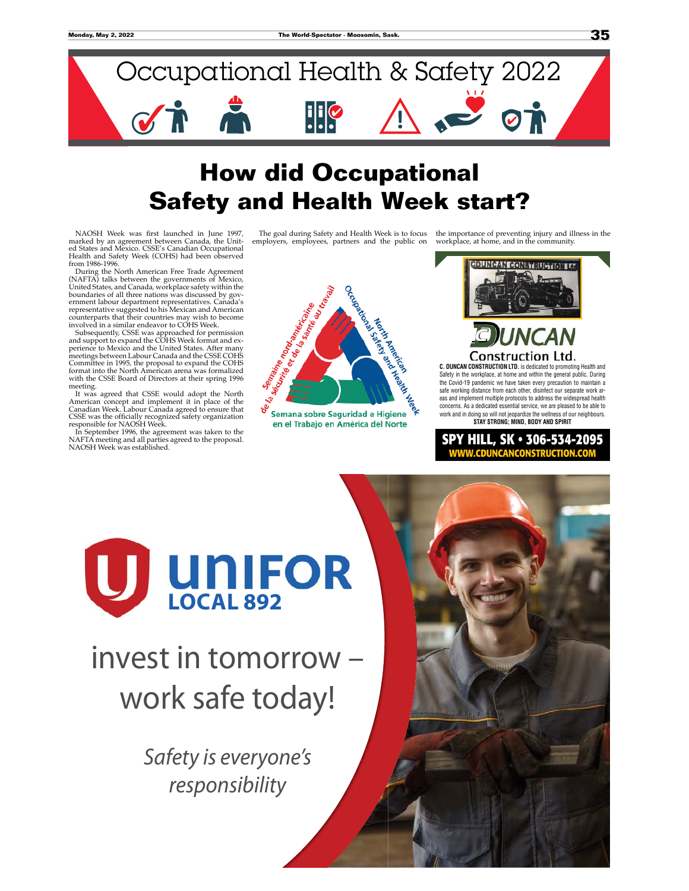# Occupational Health & Safety 2022

## How did Occupational Safety and Health Week start?

NAOSH Week was first launched in June 1997, marked by an agreement between Canada, the United States and Mexico. CSSE's Canadian Occupational Health and Safety Week (COHS) had been observed from 1986-1996.

During the North American Free Trade Agreement (NAFTA) talks between the governments of Mexico, United States, and Canada, workplace safety within the boundaries of all three nations was discussed by government labour department representatives. Canada's representative suggested to his Mexican and American counterparts that their countries may wish to become involved in a similar endeavor to COHS Week.

Subsequently, CSSE was approached for permission and support to expand the COHS Week format and experience to Mexico and the United States. After many meetings between Labour Canada and the CSSE COHS Committee in 1995, the proposal to expand the COHS format into the North American arena was formalized with the CSSE Board of Directors at their spring 1996 meeting.

It was agreed that CSSE would adopt the North American concept and implement it in place of the Canadian Week. Labour Canada agreed to ensure that CSSE was the officially recognized safety organization responsible for NAOSH Week.

In September 1996, the agreement was taken to the NAFTA meeting and all parties agreed to the proposal. NAOSH Week was established.

The goal during Safety and Health Week is to focus employers, employees, partners and the public on the importance of preventing injury and illness in the workplace, at home, and in the community.

Semaine nord-américaine de la sécurité et de la santé au travail
North American Occupational Safety and Health Week
Semana sobre Seguridad e Higiene en el Trabajo en América del Norte

C. DUNCAN CONSTRUCTION LTD

DUNCAN Construction Ltd.

**C. DUNCAN CONSTRUCTION LTD.** is dedicated to promoting Health and Safety in the workplace, at home and within the general public. During the Covid-19 pandemic we have taken every precaution to maintain a safe working distance from each other, disinfect our separate work areas and implement multiple protocols to address the widespread health concerns. As a dedicated essential service, we are pleased to be able to work and in doing so will not jeopardize the wellness of our neighbours.

**STAY STRONG; MIND, BODY AND SPIRIT**

**SPY HILL, SK • 306-534-2095**
**WWW.CDUNCANCONSTRUCTION.COM**

UNIFOR LOCAL 892

invest in tomorrow – work safe today!

*Safety is everyone's responsibility*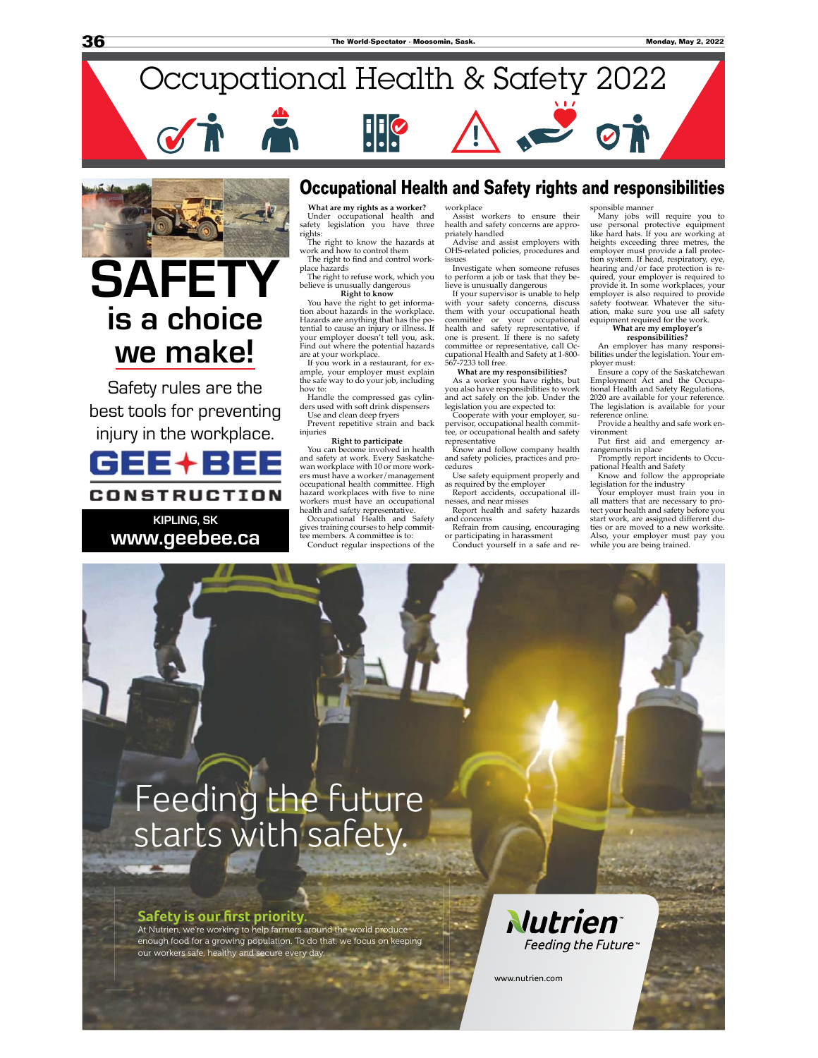# Occupational Health & Safety 2022

SAFETY is a choice we make!

Safety rules are the best tools for preventing injury in the workplace.

GEE+BEE CONSTRUCTION

KIPLING, SK

www.geebee.ca

## Occupational Health and Safety rights and responsibilities

**What are my rights as a worker?**

Under occupational health and safety legislation you have three rights:

The right to know the hazards at work and how to control them

The right to find and control workplace hazards

The right to refuse work, which you believe is unusually dangerous

**Right to know**

You have the right to get information about hazards in the workplace. Hazards are anything that has the potential to cause an injury or illness. If your employer doesn't tell you, ask. Find out where the potential hazards are at your workplace.

If you work in a restaurant, for example, your employer must explain the safe way to do your job, including how to:

Handle the compressed gas cylinders used with soft drink dispensers

Use and clean deep fryers

Prevent repetitive strain and back injuries

**Right to participate**

You can become involved in health and safety at work. Every Saskatchewan workplace with 10 or more workers must have a worker/management occupational health committee. High hazard workplaces with five to nine workers must have an occupational health and safety representative.

Occupational Health and Safety gives training courses to help committee members. A committee is to:

Conduct regular inspections of the workplace

Assist workers to ensure their health and safety concerns are appropriately handled

Advise and assist employers with OHS-related policies, procedures and issues

Investigate when someone refuses to perform a job or task that they believe is unusually dangerous

If your supervisor is unable to help with your safety concerns, discuss them with your occupational heath committee or your occupational health and safety representative, if one is present. If there is no safety committee or representative, call Occupational Health and Safety at 1-800-567-7233 toll free.

**What are my responsibilities?**

As a worker you have rights, but you also have responsibilities to work and act safely on the job. Under the legislation you are expected to:

Cooperate with your employer, supervisor, occupational health committee, or occupational health and safety representative

Know and follow company health and safety policies, practices and procedures

Use safety equipment properly and as required by the employer

Report accidents, occupational illnesses, and near misses

Report health and safety hazards and concerns

Refrain from causing, encouraging or participating in harassment

Conduct yourself in a safe and responsible manner

Many jobs will require you to use personal protective equipment like hard hats. If you are working at heights exceeding three metres, the employer must provide a fall protection system. If head, respiratory, eye, hearing and/or face protection is required, your employer is required to provide it. In some workplaces, your employer is also required to provide safety footwear. Whatever the situation, make sure you use all safety equipment required for the work.

**What are my employer's responsibilities?**

An employer has many responsibilities under the legislation. Your employer must:

Ensure a copy of the Saskatchewan Employment Act and the Occupational Health and Safety Regulations, 2020 are available for your reference. The legislation is available for your reference online.

Provide a healthy and safe work environment

Put first aid and emergency arrangements in place

Promptly report incidents to Occupational Health and Safety

Know and follow the appropriate legislation for the industry

Your employer must train you in all matters that are necessary to protect your health and safety before you start work, are assigned different duties or are moved to a new worksite. Also, your employer must pay you while you are being trained.

Feeding the future starts with safety.

**Safety is our first priority.**

At Nutrien, we're working to help farmers around the world produce enough food for a growing population. To do that, we focus on keeping our workers safe, healthy and secure every day.

Nutrien™ Feeding the Future™

www.nutrien.com